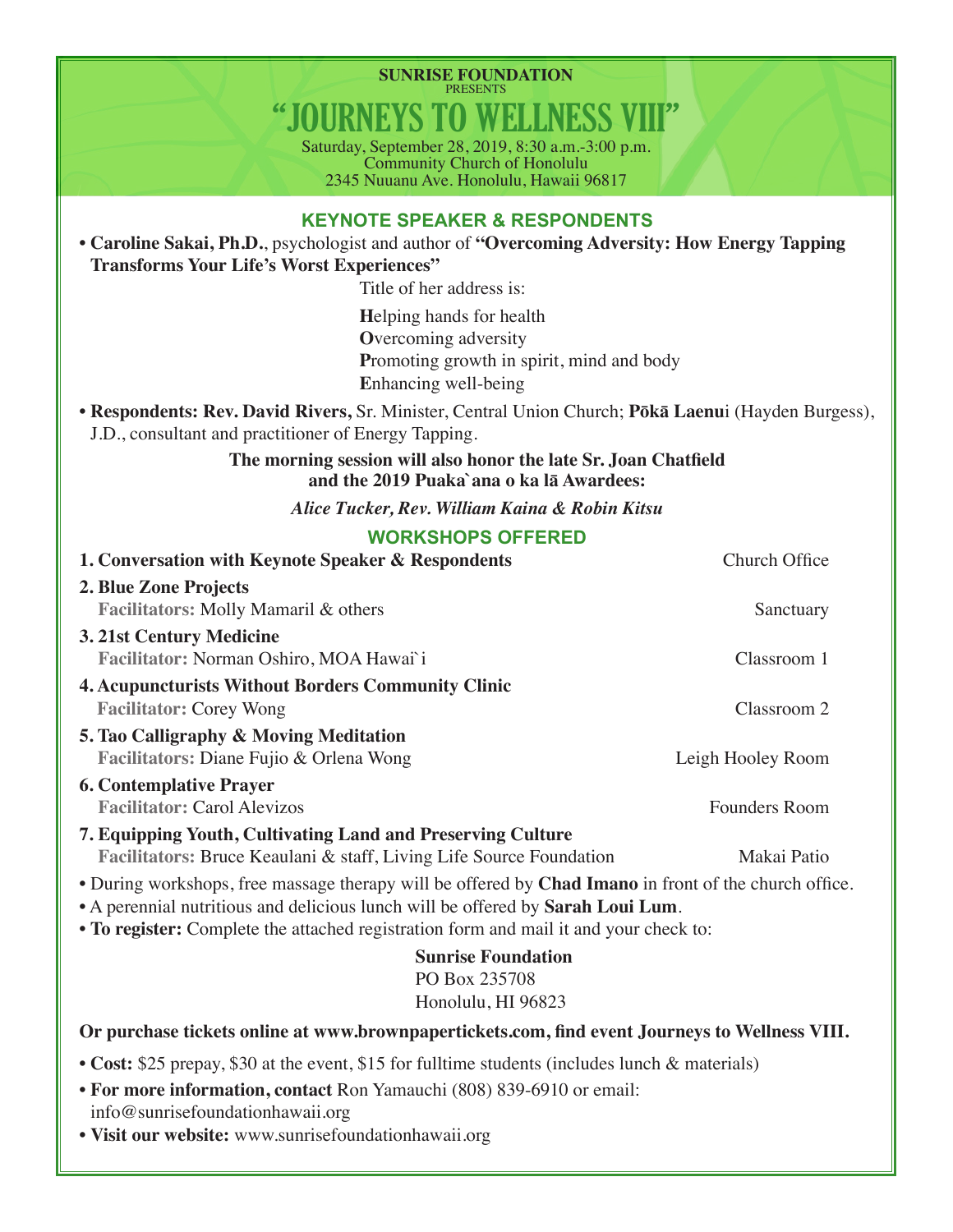**SUNRISE FOUNDATION**
PRESENTS

# "JOURNEYS TO WELLNESS VIII"

Saturday, September 28, 2019, 8:30 a.m.-3:00 p.m.
Community Church of Honolulu
2345 Nuuanu Ave. Honolulu, Hawaii 96817

## KEYNOTE SPEAKER & RESPONDENTS

- **Caroline Sakai, Ph.D.**, psychologist and author of **"Overcoming Adversity: How Energy Tapping Transforms Your Life's Worst Experiences"**

  Title of her address is:

  **H**elping hands for health
  **O**vercoming adversity
  **P**romoting growth in spirit, mind and body
  **E**nhancing well-being

- **Respondents: Rev. David Rivers,** Sr. Minister, Central Union Church; **Pōkā Laenu**i (Hayden Burgess), J.D., consultant and practitioner of Energy Tapping.

**The morning session will also honor the late Sr. Joan Chatfield and the 2019 Puaka`ana o ka lā Awardees:**

***Alice Tucker, Rev. William Kaina & Robin Kitsu***

## WORKSHOPS OFFERED

| Workshop | Location |
| --- | --- |
| **1. Conversation with Keynote Speaker & Respondents** | Church Office |
| **2. Blue Zone Projects**<br>**Facilitators:** Molly Mamaril & others | Sanctuary |
| **3. 21st Century Medicine**<br>**Facilitator:** Norman Oshiro, MOA Hawai`i | Classroom 1 |
| **4. Acupuncturists Without Borders Community Clinic**<br>**Facilitator:** Corey Wong | Classroom 2 |
| **5. Tao Calligraphy & Moving Meditation**<br>**Facilitators:** Diane Fujio & Orlena Wong | Leigh Hooley Room |
| **6. Contemplative Prayer**<br>**Facilitator:** Carol Alevizos | Founders Room |
| **7. Equipping Youth, Cultivating Land and Preserving Culture**<br>**Facilitators:** Bruce Keaulani & staff, Living Life Source Foundation | Makai Patio |

- During workshops, free massage therapy will be offered by **Chad Imano** in front of the church office.
- A perennial nutritious and delicious lunch will be offered by **Sarah Loui Lum**.
- **To register:** Complete the attached registration form and mail it and your check to:

  **Sunrise Foundation**
  PO Box 235708
  Honolulu, HI 96823

**Or purchase tickets online at www.brownpapertickets.com, find event Journeys to Wellness VIII.**

- **Cost:** $25 prepay, $30 at the event, $15 for fulltime students (includes lunch & materials)
- **For more information, contact** Ron Yamauchi (808) 839-6910 or email: info@sunrisefoundationhawaii.org
- **Visit our website:** www.sunrisefoundationhawaii.org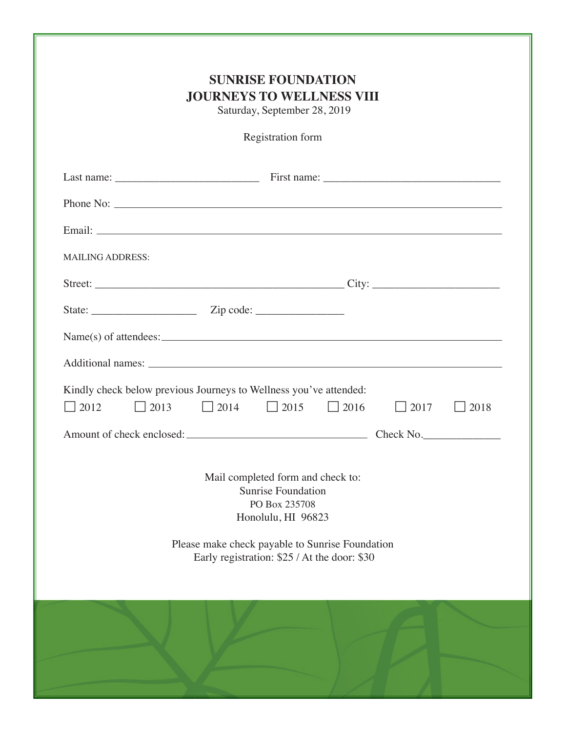# SUNRISE FOUNDATION
## JOURNEYS TO WELLNESS VIII

Saturday, September 28, 2019

Registration form

Last name: __________________________ First name: _______________________________

Phone No: ______________________________________________________________________

Email: _________________________________________________________________________

MAILING ADDRESS:

Street: ______________________________________________ City: ______________________

State: ___________________ Zip code: ________________

Name(s) of attendees: ___________________________________________________________

Additional names: ______________________________________________________________

Kindly check below previous Journeys to Wellness you've attended:

☐ 2012 ☐ 2013 ☐ 2014 ☐ 2015 ☐ 2016 ☐ 2017 ☐ 2018

Amount of check enclosed: _________________________________ Check No. ______________

Mail completed form and check to:
Sunrise Foundation
PO Box 235708
Honolulu, HI 96823

Please make check payable to Sunrise Foundation
Early registration: $25 / At the door: $30